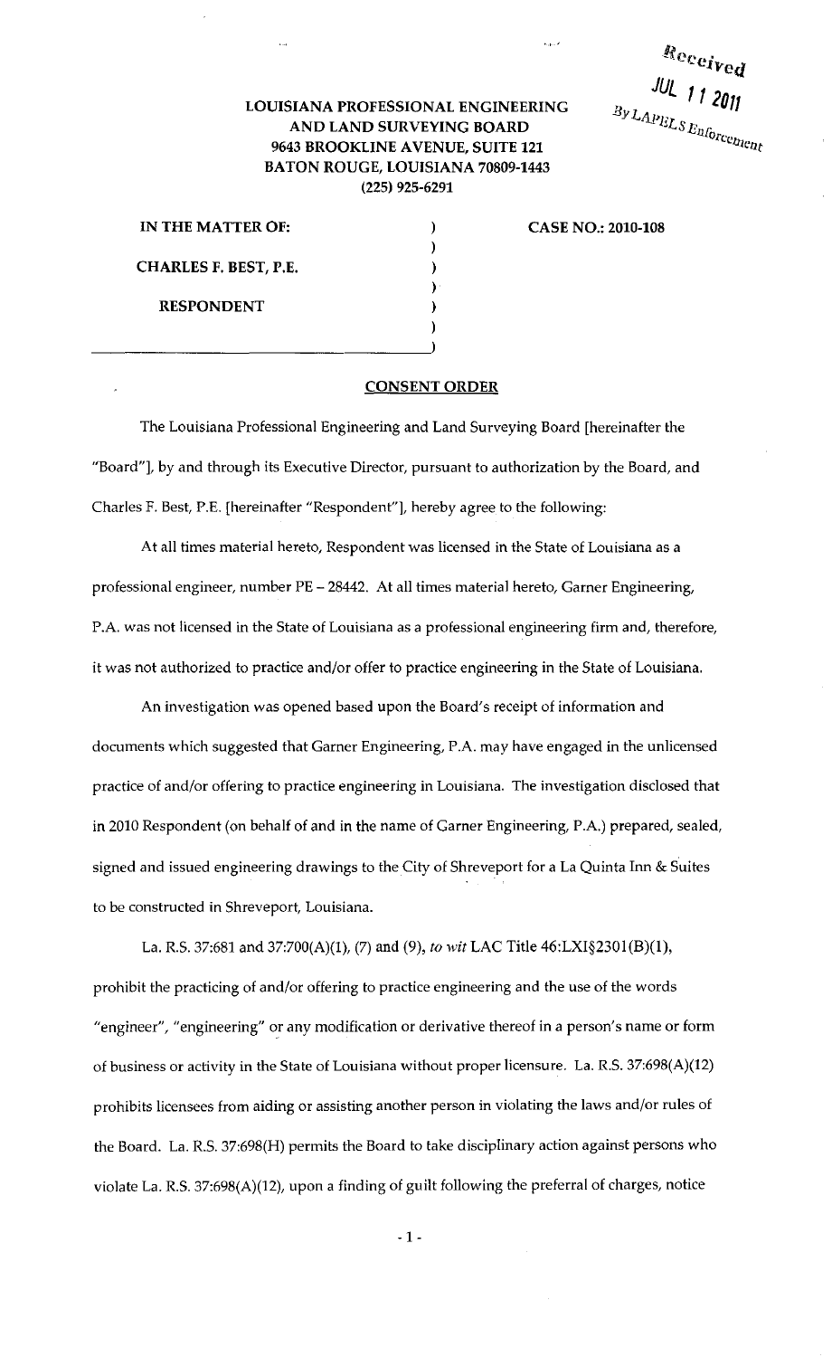Received
JUL 11 2011
By LAPELS Enforcement

**LOUISIANA PROFESSIONAL ENGINEERING AND LAND SURVEYING BOARD**
**9643 BROOKLINE AVENUE, SUITE 121**
**BATON ROUGE, LOUISIANA 70809-1443**
**(225) 925-6291**

| | | |
|---|---|---|
| **IN THE MATTER OF:** | ) | **CASE NO.: 2010-108** |
| | ) | |
| **CHARLES F. BEST, P.E.** | ) | |
| | ) | |
| **RESPONDENT** | ) | |
| | ) | |

## CONSENT ORDER

The Louisiana Professional Engineering and Land Surveying Board [hereinafter the "Board"], by and through its Executive Director, pursuant to authorization by the Board, and Charles F. Best, P.E. [hereinafter "Respondent"], hereby agree to the following:

At all times material hereto, Respondent was licensed in the State of Louisiana as a professional engineer, number PE – 28442. At all times material hereto, Garner Engineering, P.A. was not licensed in the State of Louisiana as a professional engineering firm and, therefore, it was not authorized to practice and/or offer to practice engineering in the State of Louisiana.

An investigation was opened based upon the Board's receipt of information and documents which suggested that Garner Engineering, P.A. may have engaged in the unlicensed practice of and/or offering to practice engineering in Louisiana. The investigation disclosed that in 2010 Respondent (on behalf of and in the name of Garner Engineering, P.A.) prepared, sealed, signed and issued engineering drawings to the City of Shreveport for a La Quinta Inn & Suites to be constructed in Shreveport, Louisiana.

La. R.S. 37:681 and 37:700(A)(1), (7) and (9), *to wit* LAC Title 46:LXI§2301(B)(1), prohibit the practicing of and/or offering to practice engineering and the use of the words "engineer", "engineering" or any modification or derivative thereof in a person's name or form of business or activity in the State of Louisiana without proper licensure. La. R.S. 37:698(A)(12) prohibits licensees from aiding or assisting another person in violating the laws and/or rules of the Board. La. R.S. 37:698(H) permits the Board to take disciplinary action against persons who violate La. R.S. 37:698(A)(12), upon a finding of guilt following the preferral of charges, notice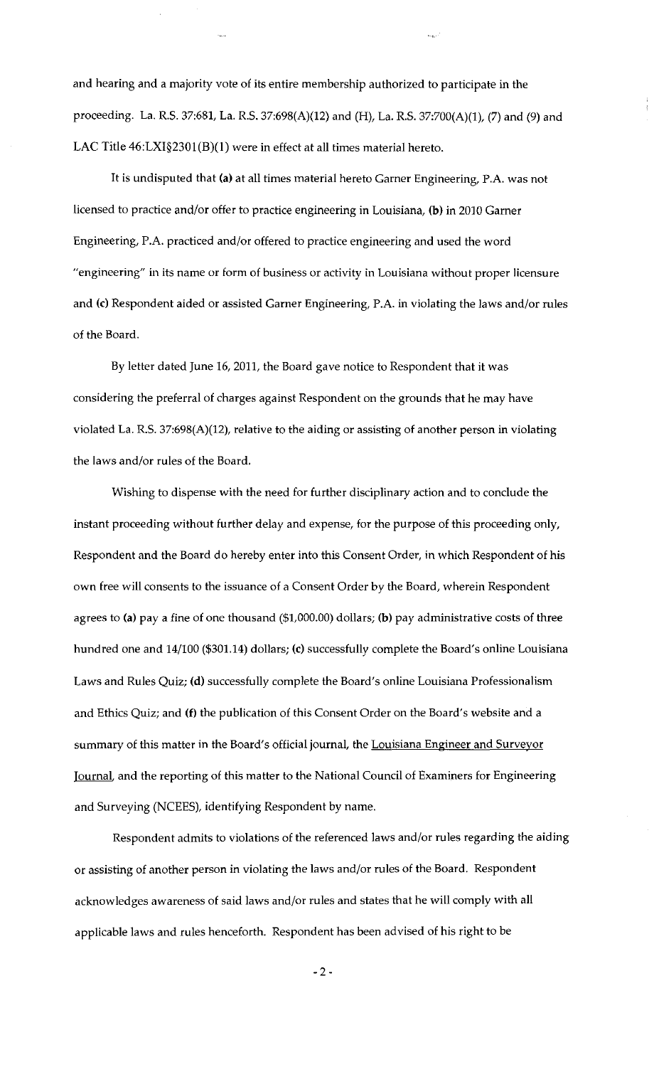and hearing and a majority vote of its entire membership authorized to participate in the proceeding. La. R.S. 37:681, La. R.S. 37:698(A)(12) and (H), La. R.S. 37:700(A)(1), (7) and (9) and LAC Title 46:LXI§2301(B)(1) were in effect at all times material hereto.

It is undisputed that **(a)** at all times material hereto Garner Engineering, P.A. was not licensed to practice and/or offer to practice engineering in Louisiana, **(b)** in 2010 Garner Engineering, P.A. practiced and/or offered to practice engineering and used the word "engineering" in its name or form of business or activity in Louisiana without proper licensure and **(c)** Respondent aided or assisted Garner Engineering, P.A. in violating the laws and/or rules of the Board.

By letter dated June 16, 2011, the Board gave notice to Respondent that it was considering the preferral of charges against Respondent on the grounds that he may have violated La. R.S. 37:698(A)(12), relative to the aiding or assisting of another person in violating the laws and/or rules of the Board.

Wishing to dispense with the need for further disciplinary action and to conclude the instant proceeding without further delay and expense, for the purpose of this proceeding only, Respondent and the Board do hereby enter into this Consent Order, in which Respondent of his own free will consents to the issuance of a Consent Order by the Board, wherein Respondent agrees to **(a)** pay a fine of one thousand ($1,000.00) dollars; **(b)** pay administrative costs of three hundred one and 14/100 ($301.14) dollars; **(c)** successfully complete the Board's online Louisiana Laws and Rules Quiz; **(d)** successfully complete the Board's online Louisiana Professionalism and Ethics Quiz; and **(f)** the publication of this Consent Order on the Board's website and a summary of this matter in the Board's official journal, the Louisiana Engineer and Surveyor Journal, and the reporting of this matter to the National Council of Examiners for Engineering and Surveying (NCEES), identifying Respondent by name.

Respondent admits to violations of the referenced laws and/or rules regarding the aiding or assisting of another person in violating the laws and/or rules of the Board. Respondent acknowledges awareness of said laws and/or rules and states that he will comply with all applicable laws and rules henceforth. Respondent has been advised of his right to be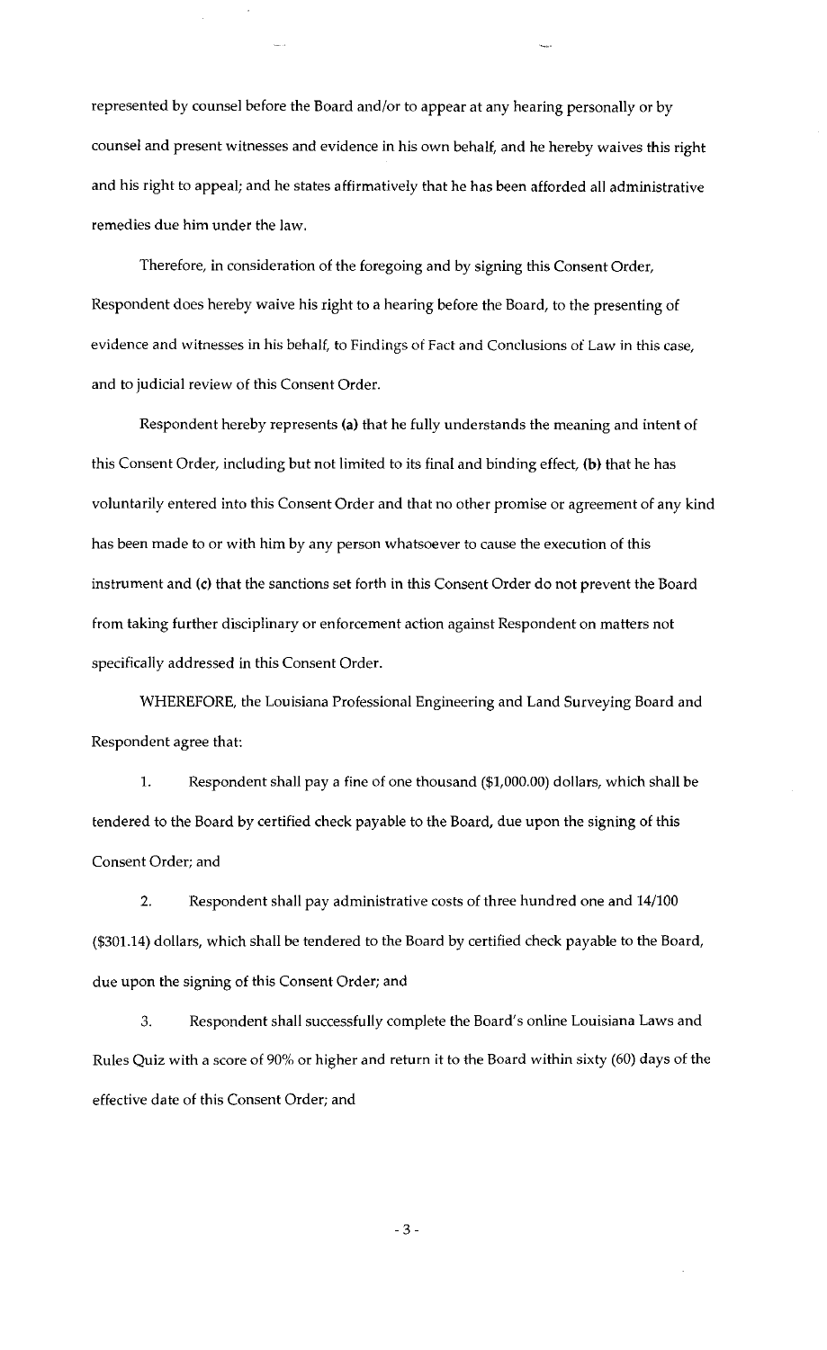represented by counsel before the Board and/or to appear at any hearing personally or by counsel and present witnesses and evidence in his own behalf, and he hereby waives this right and his right to appeal; and he states affirmatively that he has been afforded all administrative remedies due him under the law.

Therefore, in consideration of the foregoing and by signing this Consent Order, Respondent does hereby waive his right to a hearing before the Board, to the presenting of evidence and witnesses in his behalf, to Findings of Fact and Conclusions of Law in this case, and to judicial review of this Consent Order.

Respondent hereby represents **(a)** that he fully understands the meaning and intent of this Consent Order, including but not limited to its final and binding effect, **(b)** that he has voluntarily entered into this Consent Order and that no other promise or agreement of any kind has been made to or with him by any person whatsoever to cause the execution of this instrument and **(c)** that the sanctions set forth in this Consent Order do not prevent the Board from taking further disciplinary or enforcement action against Respondent on matters not specifically addressed in this Consent Order.

WHEREFORE, the Louisiana Professional Engineering and Land Surveying Board and Respondent agree that:

1. Respondent shall pay a fine of one thousand ($1,000.00) dollars, which shall be tendered to the Board by certified check payable to the Board, due upon the signing of this Consent Order; and

2. Respondent shall pay administrative costs of three hundred one and 14/100 ($301.14) dollars, which shall be tendered to the Board by certified check payable to the Board, due upon the signing of this Consent Order; and

3. Respondent shall successfully complete the Board's online Louisiana Laws and Rules Quiz with a score of 90% or higher and return it to the Board within sixty (60) days of the effective date of this Consent Order; and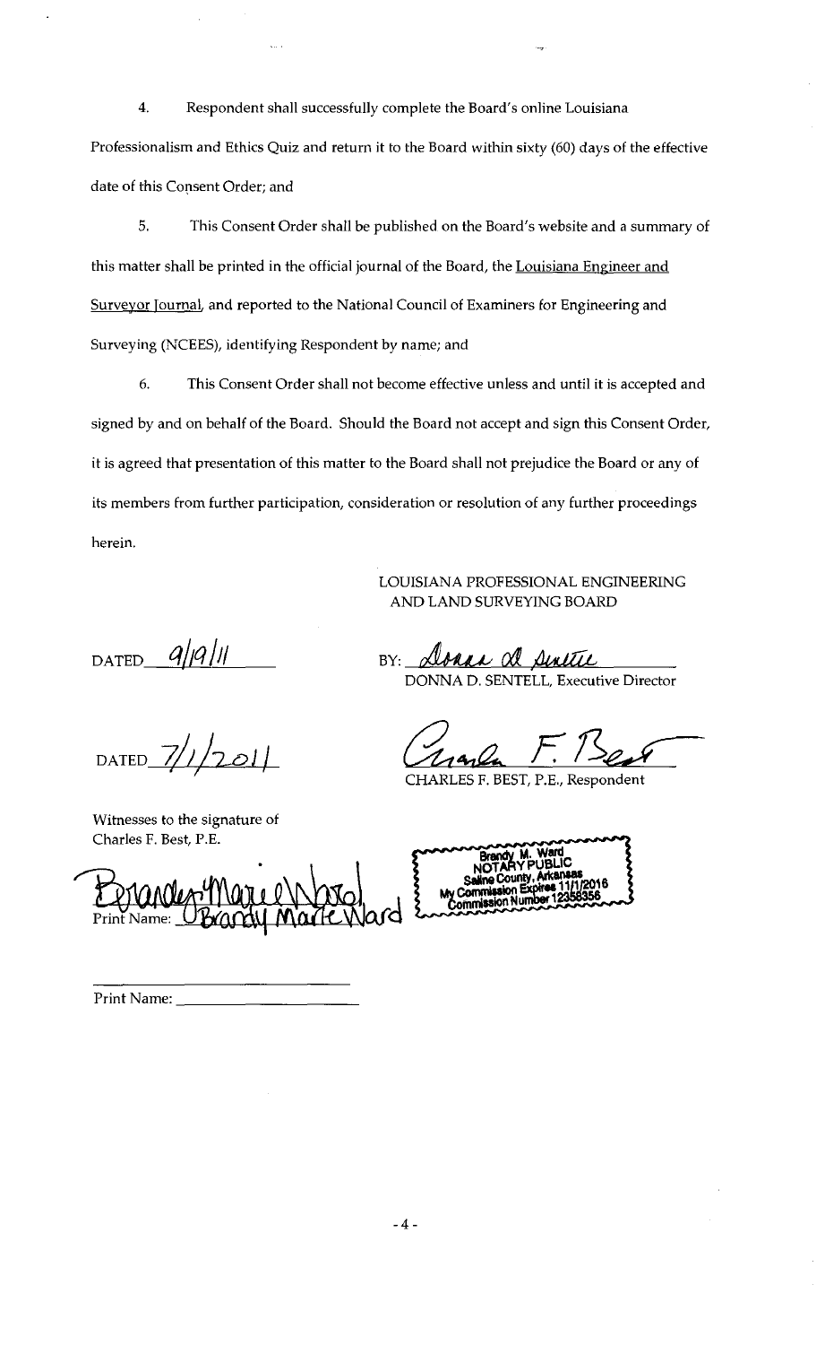4. Respondent shall successfully complete the Board's online Louisiana Professionalism and Ethics Quiz and return it to the Board within sixty (60) days of the effective date of this Consent Order; and

5. This Consent Order shall be published on the Board's website and a summary of this matter shall be printed in the official journal of the Board, the Louisiana Engineer and Surveyor Journal, and reported to the National Council of Examiners for Engineering and Surveying (NCEES), identifying Respondent by name; and

6. This Consent Order shall not become effective unless and until it is accepted and signed by and on behalf of the Board. Should the Board not accept and sign this Consent Order, it is agreed that presentation of this matter to the Board shall not prejudice the Board or any of its members from further participation, consideration or resolution of any further proceedings herein.

LOUISIANA PROFESSIONAL ENGINEERING AND LAND SURVEYING BOARD

DATED 9/19/11

BY: Donna D. Sentell
DONNA D. SENTELL, Executive Director

DATED 7/1/2011

Charles F. Best
CHARLES F. BEST, P.E., Respondent

Witnesses to the signature of Charles F. Best, P.E.

Brandy Marie Ward
Print Name: Brandy Marie Ward

Brandy M. Ward
NOTARY PUBLIC
Saline County, Arkansas
My Commission Expires 11/1/2016
Commission Number 12358356

Print Name: ____________________